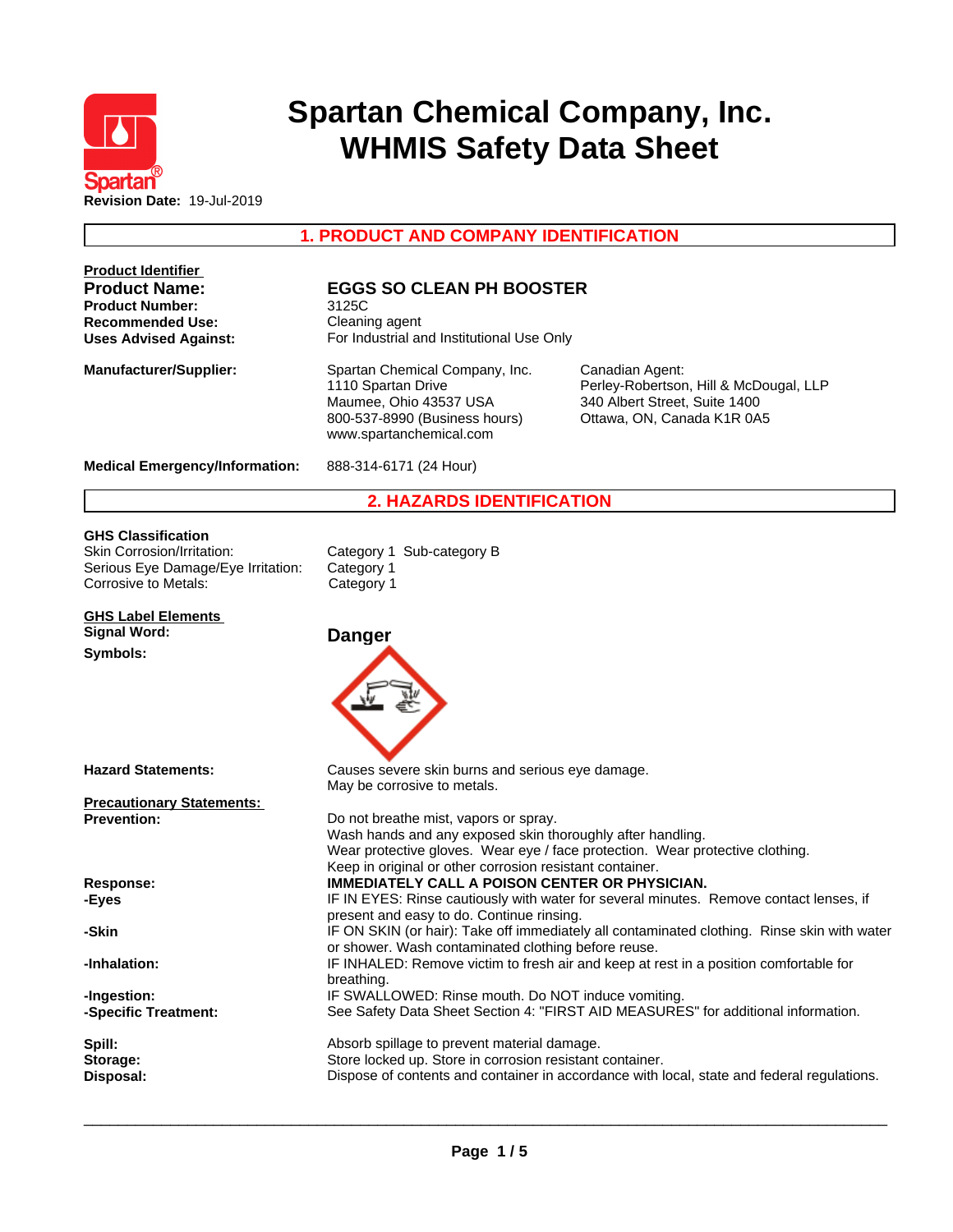# Spartan Chemical Company, Inc.
# WHMIS Safety Data Sheet

**Revision Date:** 19-Jul-2019

## 1. PRODUCT AND COMPANY IDENTIFICATION

**Product Identifier**

| | |
|---|---|
| **Product Name:** | **EGGS SO CLEAN PH BOOSTER** |
| **Product Number:** | 3125C |
| **Recommended Use:** | Cleaning agent |
| **Uses Advised Against:** | For Industrial and Institutional Use Only |

**Manufacturer/Supplier:**

Spartan Chemical Company, Inc.
1110 Spartan Drive
Maumee, Ohio 43537 USA
800-537-8990 (Business hours)
www.spartanchemical.com

Canadian Agent:
Perley-Robertson, Hill & McDougal, LLP
340 Albert Street, Suite 1400
Ottawa, ON, Canada K1R 0A5

**Medical Emergency/Information:** 888-314-6171 (24 Hour)

## 2. HAZARDS IDENTIFICATION

**GHS Classification**

| | |
|---|---|
| Skin Corrosion/Irritation: | Category 1 Sub-category B |
| Serious Eye Damage/Eye Irritation: | Category 1 |
| Corrosive to Metals: | Category 1 |

**GHS Label Elements**

**Signal Word:** **Danger**

**Symbols:**

**Hazard Statements:**
Causes severe skin burns and serious eye damage.
May be corrosive to metals.

**Precautionary Statements:**

**Prevention:**
Do not breathe mist, vapors or spray.
Wash hands and any exposed skin thoroughly after handling.
Wear protective gloves. Wear eye / face protection. Wear protective clothing.
Keep in original or other corrosion resistant container.

**Response:** **IMMEDIATELY CALL A POISON CENTER OR PHYSICIAN.**

**-Eyes:** IF IN EYES: Rinse cautiously with water for several minutes. Remove contact lenses, if present and easy to do. Continue rinsing.

**-Skin:** IF ON SKIN (or hair): Take off immediately all contaminated clothing. Rinse skin with water or shower. Wash contaminated clothing before reuse.

**-Inhalation:** IF INHALED: Remove victim to fresh air and keep at rest in a position comfortable for breathing.

**-Ingestion:** IF SWALLOWED: Rinse mouth. Do NOT induce vomiting.

**-Specific Treatment:** See Safety Data Sheet Section 4: "FIRST AID MEASURES" for additional information.

**Spill:** Absorb spillage to prevent material damage.

**Storage:** Store locked up. Store in corrosion resistant container.

**Disposal:** Dispose of contents and container in accordance with local, state and federal regulations.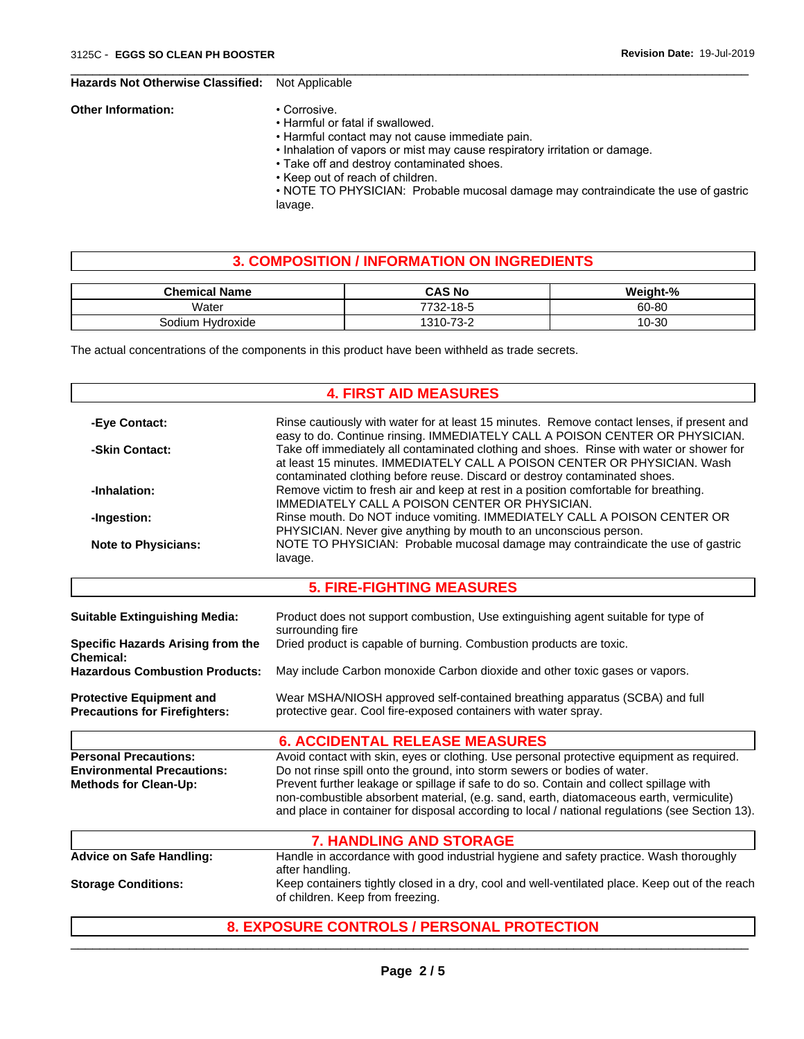**Hazards Not Otherwise Classified:** Not Applicable

**Other Information:**

- Corrosive.
- Harmful or fatal if swallowed.
- Harmful contact may not cause immediate pain.
- Inhalation of vapors or mist may cause respiratory irritation or damage.
- Take off and destroy contaminated shoes.
- Keep out of reach of children.
- NOTE TO PHYSICIAN: Probable mucosal damage may contraindicate the use of gastric lavage.

## 3. COMPOSITION / INFORMATION ON INGREDIENTS

| Chemical Name | CAS No | Weight-% |
|---|---|---|
| Water | 7732-18-5 | 60-80 |
| Sodium Hydroxide | 1310-73-2 | 10-30 |

The actual concentrations of the components in this product have been withheld as trade secrets.

## 4. FIRST AID MEASURES

**-Eye Contact:** Rinse cautiously with water for at least 15 minutes. Remove contact lenses, if present and easy to do. Continue rinsing. IMMEDIATELY CALL A POISON CENTER OR PHYSICIAN.

**-Skin Contact:** Take off immediately all contaminated clothing and shoes. Rinse with water or shower for at least 15 minutes. IMMEDIATELY CALL A POISON CENTER OR PHYSICIAN. Wash contaminated clothing before reuse. Discard or destroy contaminated shoes.

**-Inhalation:** Remove victim to fresh air and keep at rest in a position comfortable for breathing. IMMEDIATELY CALL A POISON CENTER OR PHYSICIAN.

**-Ingestion:** Rinse mouth. Do NOT induce vomiting. IMMEDIATELY CALL A POISON CENTER OR PHYSICIAN. Never give anything by mouth to an unconscious person.

**Note to Physicians:** NOTE TO PHYSICIAN: Probable mucosal damage may contraindicate the use of gastric lavage.

## 5. FIRE-FIGHTING MEASURES

**Suitable Extinguishing Media:** Product does not support combustion, Use extinguishing agent suitable for type of surrounding fire

**Specific Hazards Arising from the Chemical:** Dried product is capable of burning. Combustion products are toxic.

**Hazardous Combustion Products:** May include Carbon monoxide Carbon dioxide and other toxic gases or vapors.

**Protective Equipment and Precautions for Firefighters:** Wear MSHA/NIOSH approved self-contained breathing apparatus (SCBA) and full protective gear. Cool fire-exposed containers with water spray.

## 6. ACCIDENTAL RELEASE MEASURES

**Personal Precautions:** Avoid contact with skin, eyes or clothing. Use personal protective equipment as required.

**Environmental Precautions:** Do not rinse spill onto the ground, into storm sewers or bodies of water.

**Methods for Clean-Up:** Prevent further leakage or spillage if safe to do so. Contain and collect spillage with non-combustible absorbent material, (e.g. sand, earth, diatomaceous earth, vermiculite) and place in container for disposal according to local / national regulations (see Section 13).

## 7. HANDLING AND STORAGE

**Advice on Safe Handling:** Handle in accordance with good industrial hygiene and safety practice. Wash thoroughly after handling.

**Storage Conditions:** Keep containers tightly closed in a dry, cool and well-ventilated place. Keep out of the reach of children. Keep from freezing.

## 8. EXPOSURE CONTROLS / PERSONAL PROTECTION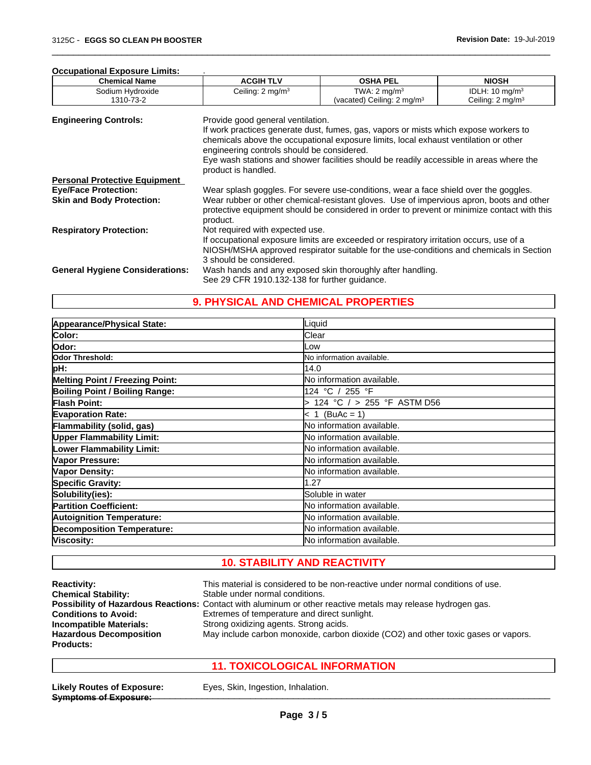**Occupational Exposure Limits:** .

| Chemical Name | ACGIH TLV | OSHA PEL | NIOSH |
|---|---|---|---|
| Sodium Hydroxide 1310-73-2 | Ceiling: 2 mg/m³ | TWA: 2 mg/m³ (vacated) Ceiling: 2 mg/m³ | IDLH: 10 mg/m³ Ceiling: 2 mg/m³ |

**Engineering Controls:** Provide good general ventilation. If work practices generate dust, fumes, gas, vapors or mists which expose workers to chemicals above the occupational exposure limits, local exhaust ventilation or other engineering controls should be considered. Eye wash stations and shower facilities should be readily accessible in areas where the product is handled.

**Personal Protective Equipment**

**Eye/Face Protection:** Wear splash goggles. For severe use-conditions, wear a face shield over the goggles.

**Skin and Body Protection:** Wear rubber or other chemical-resistant gloves. Use of impervious apron, boots and other protective equipment should be considered in order to prevent or minimize contact with this product.

**Respiratory Protection:** Not required with expected use. If occupational exposure limits are exceeded or respiratory irritation occurs, use of a NIOSH/MSHA approved respirator suitable for the use-conditions and chemicals in Section 3 should be considered.

**General Hygiene Considerations:** Wash hands and any exposed skin thoroughly after handling. See 29 CFR 1910.132-138 for further guidance.

## 9. PHYSICAL AND CHEMICAL PROPERTIES

| Property | Value |
|---|---|
| **Appearance/Physical State:** | Liquid |
| **Color:** | Clear |
| **Odor:** | Low |
| **Odor Threshold:** | No information available. |
| **pH:** | 14.0 |
| **Melting Point / Freezing Point:** | No information available. |
| **Boiling Point / Boiling Range:** | 124 °C / 255 °F |
| **Flash Point:** | > 124 °C / > 255 °F ASTM D56 |
| **Evaporation Rate:** | < 1 (BuAc = 1) |
| **Flammability (solid, gas)** | No information available. |
| **Upper Flammability Limit:** | No information available. |
| **Lower Flammability Limit:** | No information available. |
| **Vapor Pressure:** | No information available. |
| **Vapor Density:** | No information available. |
| **Specific Gravity:** | 1.27 |
| **Solubility(ies):** | Soluble in water |
| **Partition Coefficient:** | No information available. |
| **Autoignition Temperature:** | No information available. |
| **Decomposition Temperature:** | No information available. |
| **Viscosity:** | No information available. |

## 10. STABILITY AND REACTIVITY

**Reactivity:** This material is considered to be non-reactive under normal conditions of use.

**Chemical Stability:** Stable under normal conditions.

**Possibility of Hazardous Reactions:** Contact with aluminum or other reactive metals may release hydrogen gas.

**Conditions to Avoid:** Extremes of temperature and direct sunlight.

**Incompatible Materials:** Strong oxidizing agents. Strong acids.

**Hazardous Decomposition Products:** May include carbon monoxide, carbon dioxide ($CO_2$) and other toxic gases or vapors.

## 11. TOXICOLOGICAL INFORMATION

**Likely Routes of Exposure:** Eyes, Skin, Ingestion, Inhalation.

**Symptoms of Exposure:**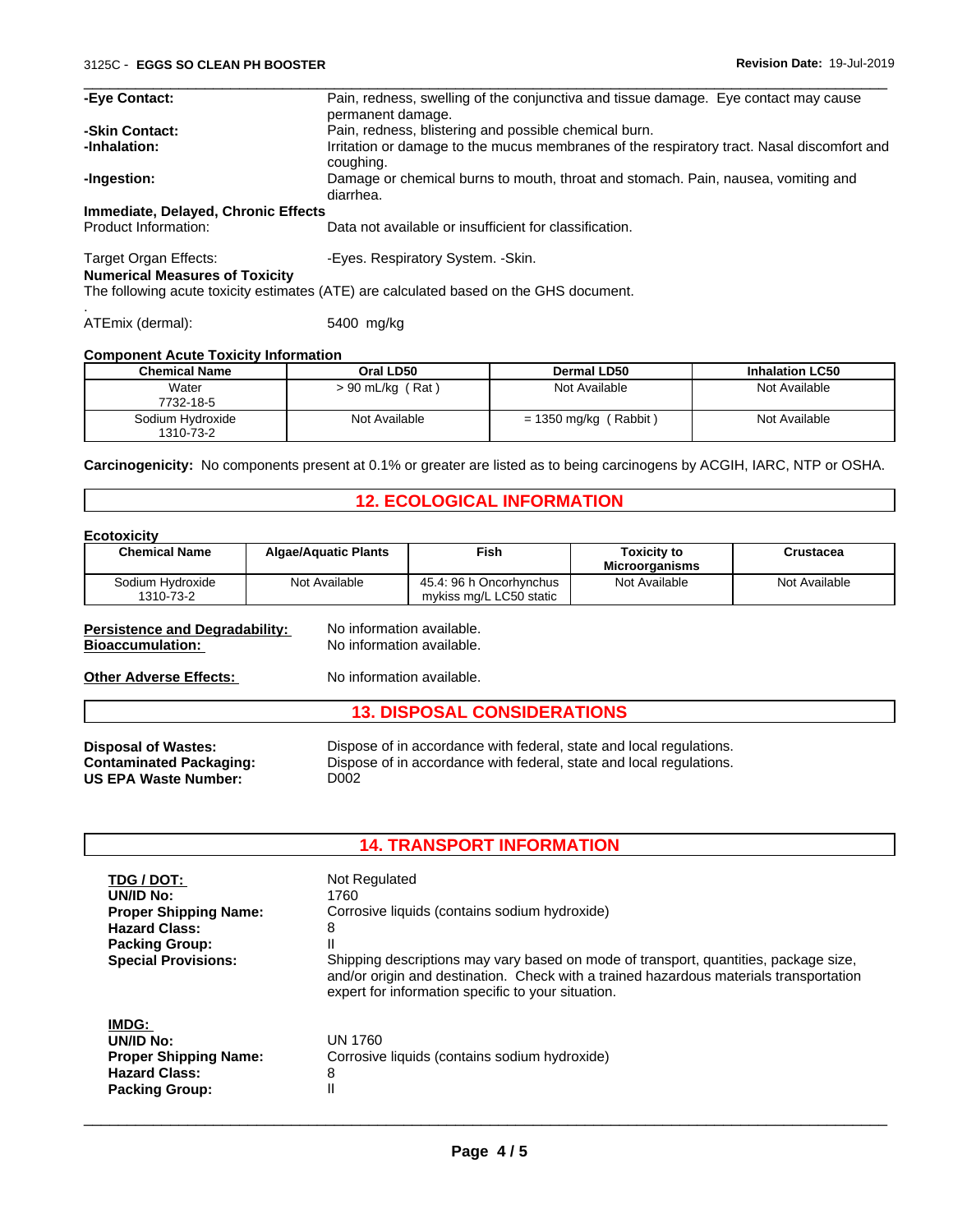**-Eye Contact:** Pain, redness, swelling of the conjunctiva and tissue damage. Eye contact may cause permanent damage.

**-Skin Contact:** Pain, redness, blistering and possible chemical burn.

**-Inhalation:** Irritation or damage to the mucus membranes of the respiratory tract. Nasal discomfort and coughing.

**-Ingestion:** Damage or chemical burns to mouth, throat and stomach. Pain, nausea, vomiting and diarrhea.

**Immediate, Delayed, Chronic Effects**

Product Information: Data not available or insufficient for classification.

Target Organ Effects: -Eyes. Respiratory System. -Skin.

**Numerical Measures of Toxicity**

The following acute toxicity estimates (ATE) are calculated based on the GHS document.

.

ATEmix (dermal): 5400 mg/kg

**Component Acute Toxicity Information**

| Chemical Name | Oral LD50 | Dermal LD50 | Inhalation LC50 |
|---|---|---|---|
| Water<br>7732-18-5 | > 90 mL/kg ( Rat ) | Not Available | Not Available |
| Sodium Hydroxide<br>1310-73-2 | Not Available | = 1350 mg/kg ( Rabbit ) | Not Available |

**Carcinogenicity:** No components present at 0.1% or greater are listed as to being carcinogens by ACGIH, IARC, NTP or OSHA.

## 12. ECOLOGICAL INFORMATION

**Ecotoxicity**

| Chemical Name | Algae/Aquatic Plants | Fish | Toxicity to Microorganisms | Crustacea |
|---|---|---|---|---|
| Sodium Hydroxide<br>1310-73-2 | Not Available | 45.4: 96 h Oncorhynchus mykiss mg/L LC50 static | Not Available | Not Available |

**Persistence and Degradability:** No information available.

**Bioaccumulation:** No information available.

**Other Adverse Effects:** No information available.

## 13. DISPOSAL CONSIDERATIONS

**Disposal of Wastes:** Dispose of in accordance with federal, state and local regulations.

**Contaminated Packaging:** Dispose of in accordance with federal, state and local regulations.

**US EPA Waste Number:** D002

## 14. TRANSPORT INFORMATION

**TDG / DOT:** Not Regulated

**UN/ID No:** 1760

**Proper Shipping Name:** Corrosive liquids (contains sodium hydroxide)

**Hazard Class:** 8

**Packing Group:** II

**Special Provisions:** Shipping descriptions may vary based on mode of transport, quantities, package size, and/or origin and destination. Check with a trained hazardous materials transportation expert for information specific to your situation.

**IMDG:**

**UN/ID No:** UN 1760

**Proper Shipping Name:** Corrosive liquids (contains sodium hydroxide)

**Hazard Class:** 8

**Packing Group:** II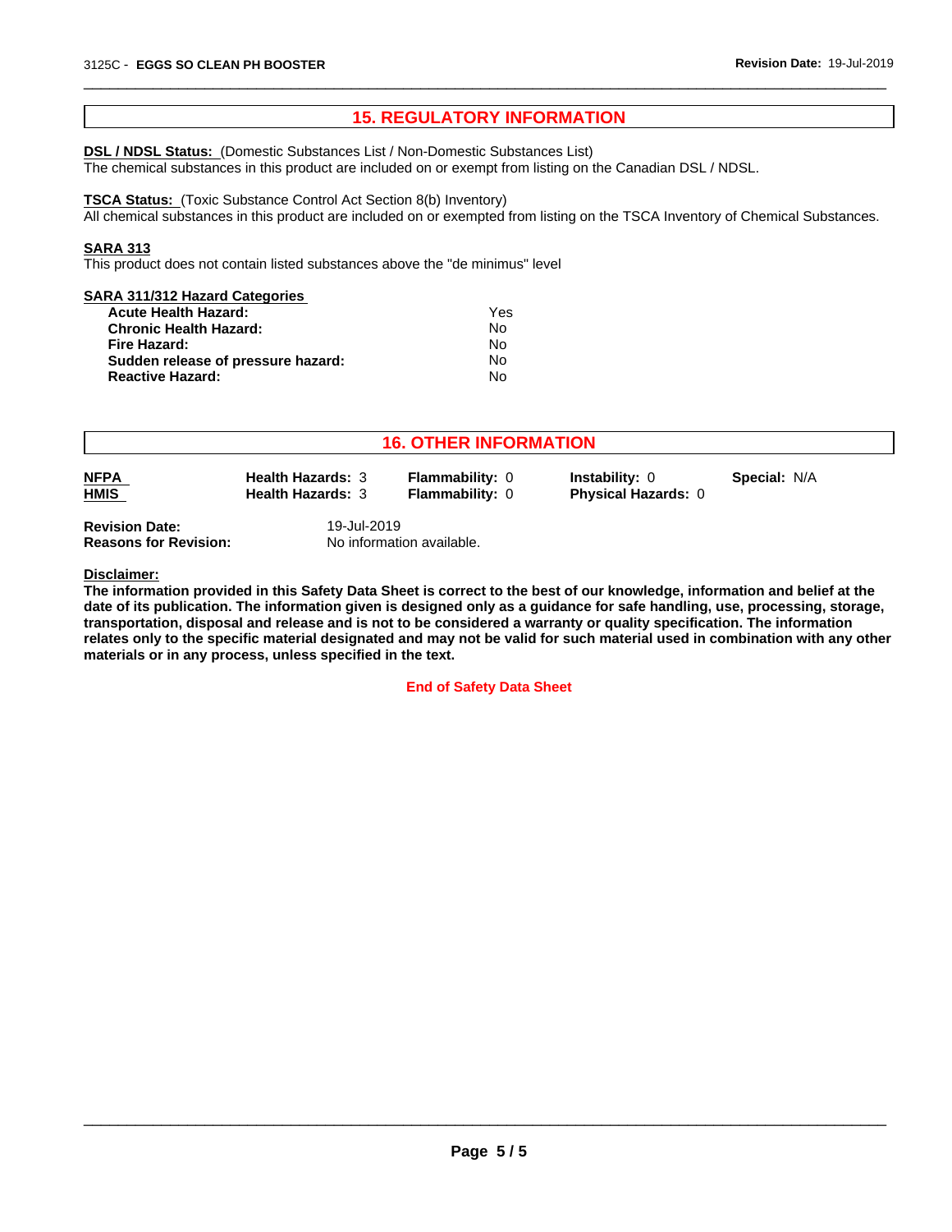## 15. REGULATORY INFORMATION

**DSL / NDSL Status:** (Domestic Substances List / Non-Domestic Substances List)
The chemical substances in this product are included on or exempt from listing on the Canadian DSL / NDSL.

**TSCA Status:** (Toxic Substance Control Act Section 8(b) Inventory)
All chemical substances in this product are included on or exempted from listing on the TSCA Inventory of Chemical Substances.

**SARA 313**
This product does not contain listed substances above the "de minimus" level

**SARA 311/312 Hazard Categories**

| | |
|---|---|
| **Acute Health Hazard:** | Yes |
| **Chronic Health Hazard:** | No |
| **Fire Hazard:** | No |
| **Sudden release of pressure hazard:** | No |
| **Reactive Hazard:** | No |

## 16. OTHER INFORMATION

| | | | | |
|---|---|---|---|---|
| **NFPA** | **Health Hazards:** 3 | **Flammability:** 0 | **Instability:** 0 | **Special:** N/A |
| **HMIS** | **Health Hazards:** 3 | **Flammability:** 0 | **Physical Hazards:** 0 | |

**Revision Date:** 19-Jul-2019
**Reasons for Revision:** No information available.

**Disclaimer:**
**The information provided in this Safety Data Sheet is correct to the best of our knowledge, information and belief at the date of its publication. The information given is designed only as a guidance for safe handling, use, processing, storage, transportation, disposal and release and is not to be considered a warranty or quality specification. The information relates only to the specific material designated and may not be valid for such material used in combination with any other materials or in any process, unless specified in the text.**

**End of Safety Data Sheet**